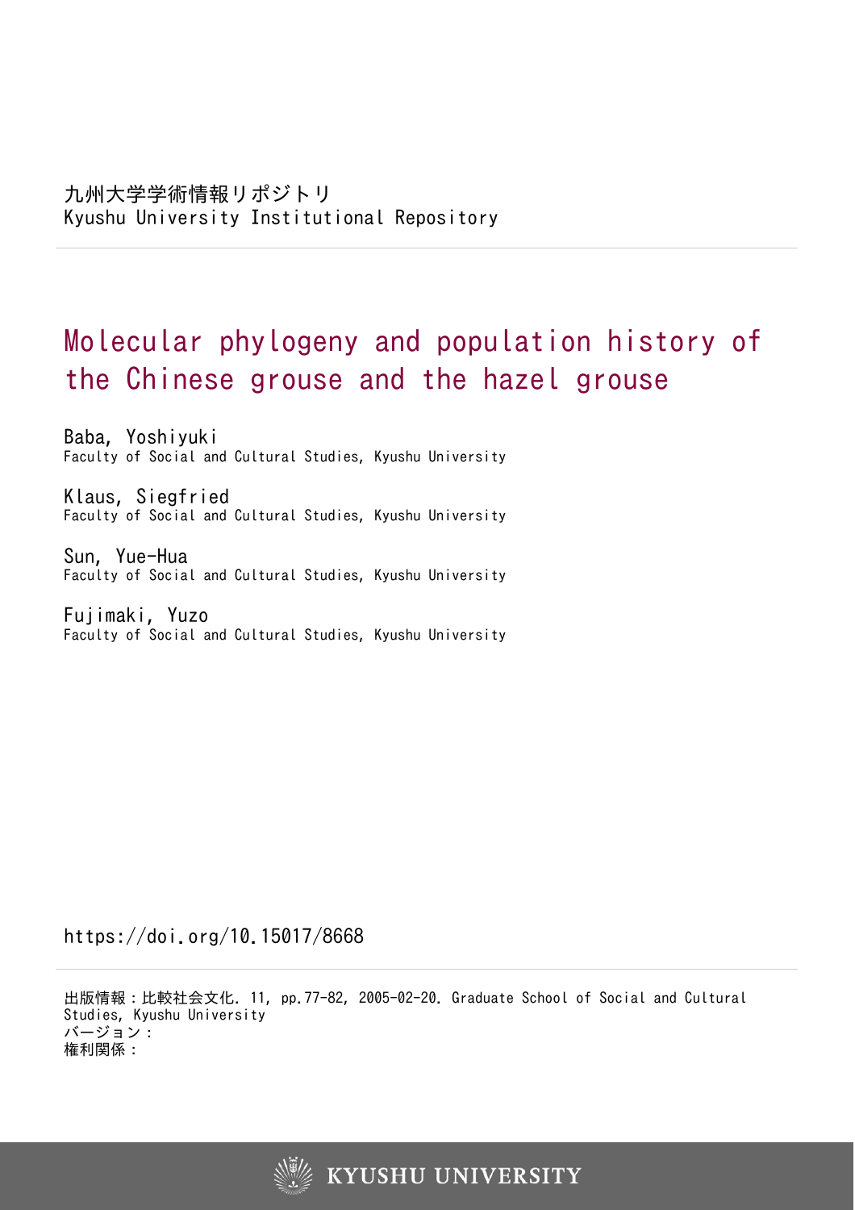九州大学学術情報リポジトリ
Kyushu University Institutional Repository

# Molecular phylogeny and population history of the Chinese grouse and the hazel grouse

Baba, Yoshiyuki
Faculty of Social and Cultural Studies, Kyushu University

Klaus, Siegfried
Faculty of Social and Cultural Studies, Kyushu University

Sun, Yue-Hua
Faculty of Social and Cultural Studies, Kyushu University

Fujimaki, Yuzo
Faculty of Social and Cultural Studies, Kyushu University

https://doi.org/10.15017/8668

出版情報：比較社会文化. 11, pp.77-82, 2005-02-20. Graduate School of Social and Cultural Studies, Kyushu University
バージョン：
権利関係：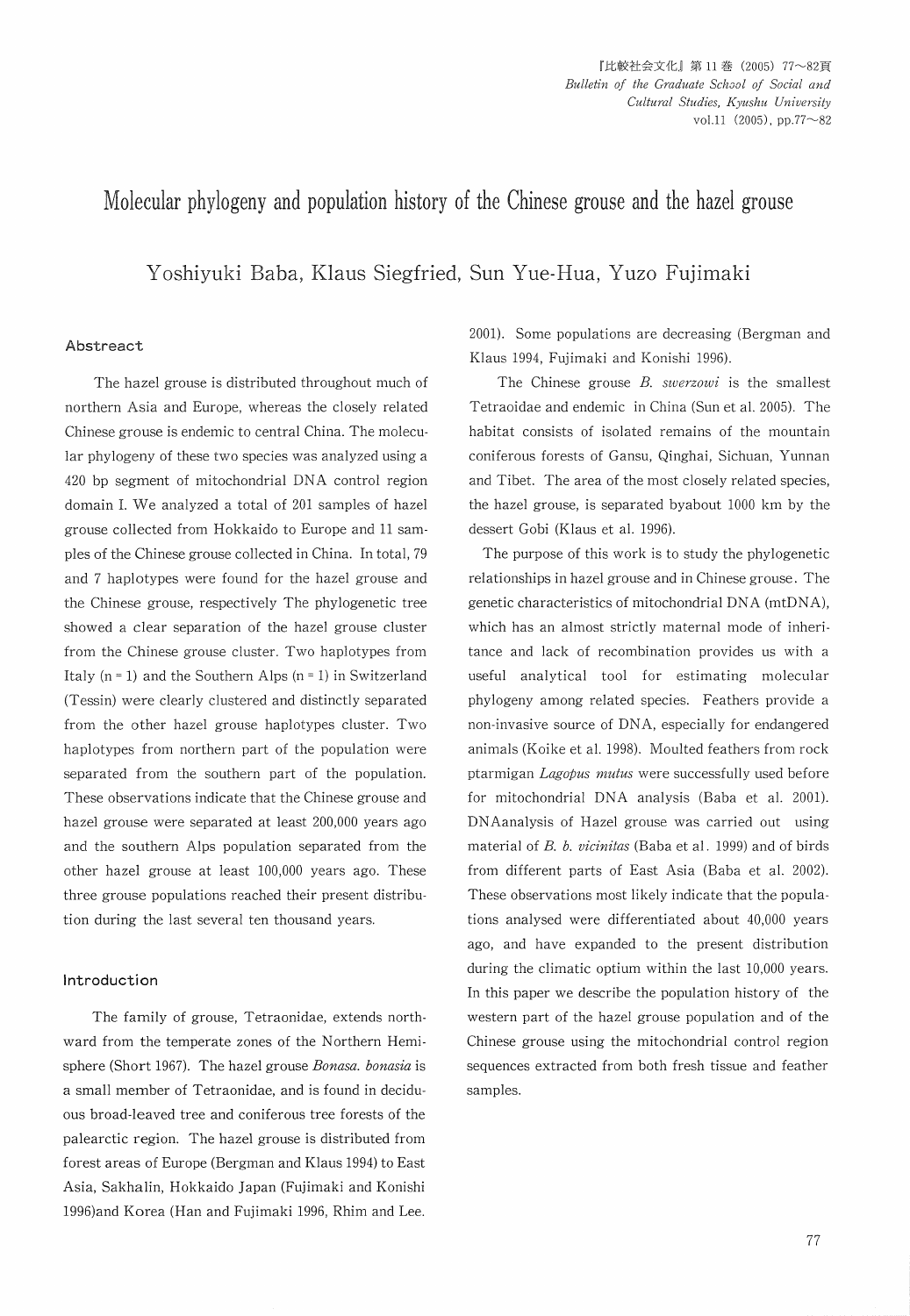# Molecular phylogeny and population history of the Chinese grouse and the hazel grouse

Yoshiyuki Baba, Klaus Siegfried, Sun Yue-Hua, Yuzo Fujimaki

### Abstreact

The hazel grouse is distributed throughout much of northern Asia and Europe, whereas the closely related Chinese grouse is endemic to central China. The molecular phylogeny of these two species was analyzed using a 420 bp segment of mitochondrial DNA control region domain I. We analyzed a total of 201 samples of hazel grouse collected from Hokkaido to Europe and 11 samples of the Chinese grouse collected in China. In total, 79 and 7 haplotypes were found for the hazel grouse and the Chinese grouse, respectively The phylogenetic tree showed a clear separation of the hazel grouse cluster from the Chinese grouse cluster. Two haplotypes from Italy (n = 1) and the Southern Alps (n = 1) in Switzerland (Tessin) were clearly clustered and distinctly separated from the other hazel grouse haplotypes cluster. Two haplotypes from northern part of the population were separated from the southern part of the population. These observations indicate that the Chinese grouse and hazel grouse were separated at least 200,000 years ago and the southern Alps population separated from the other hazel grouse at least 100,000 years ago. These three grouse populations reached their present distribution during the last several ten thousand years.

### Introduction

The family of grouse, Tetraonidae, extends northward from the temperate zones of the Northern Hemisphere (Short 1967). The hazel grouse *Bonasa. bonasia* is a small member of Tetraonidae, and is found in deciduous broad-leaved tree and coniferous tree forests of the palearctic region. The hazel grouse is distributed from forest areas of Europe (Bergman and Klaus 1994) to East Asia, Sakhalin, Hokkaido Japan (Fujimaki and Konishi 1996)and Korea (Han and Fujimaki 1996, Rhim and Lee. 2001). Some populations are decreasing (Bergman and Klaus 1994, Fujimaki and Konishi 1996).

The Chinese grouse *B. swerzowi* is the smallest Tetraoidae and endemic in China (Sun et al. 2005). The habitat consists of isolated remains of the mountain coniferous forests of Gansu, Qinghai, Sichuan, Yunnan and Tibet. The area of the most closely related species, the hazel grouse, is separated byabout 1000 km by the dessert Gobi (Klaus et al. 1996).

The purpose of this work is to study the phylogenetic relationships in hazel grouse and in Chinese grouse. The genetic characteristics of mitochondrial DNA (mtDNA), which has an almost strictly maternal mode of inheritance and lack of recombination provides us with a useful analytical tool for estimating molecular phylogeny among related species. Feathers provide a non-invasive source of DNA, especially for endangered animals (Koike et al. 1998). Moulted feathers from rock ptarmigan *Lagopus mutus* were successfully used before for mitochondrial DNA analysis (Baba et al. 2001). DNAanalysis of Hazel grouse was carried out using material of *B. b. vicinitas* (Baba et al. 1999) and of birds from different parts of East Asia (Baba et al. 2002). These observations most likely indicate that the populations analysed were differentiated about 40,000 years ago, and have expanded to the present distribution during the climatic optium within the last 10,000 years. In this paper we describe the population history of the western part of the hazel grouse population and of the Chinese grouse using the mitochondrial control region sequences extracted from both fresh tissue and feather samples.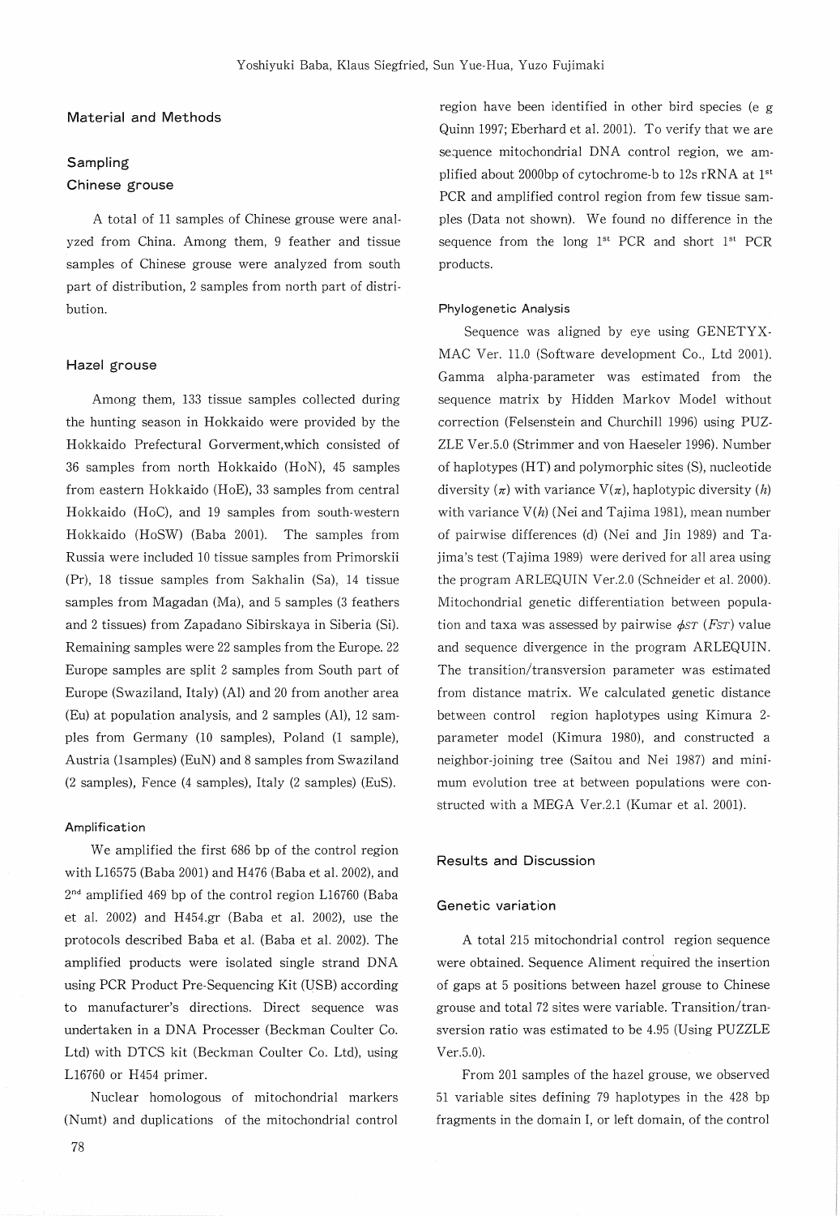## Material and Methods

### Sampling

### Chinese grouse

A total of 11 samples of Chinese grouse were analyzed from China. Among them, 9 feather and tissue samples of Chinese grouse were analyzed from south part of distribution, 2 samples from north part of distribution.

### Hazel grouse

Among them, 133 tissue samples collected during the hunting season in Hokkaido were provided by the Hokkaido Prefectural Gorverment,which consisted of 36 samples from north Hokkaido (HoN), 45 samples from eastern Hokkaido (HoE), 33 samples from central Hokkaido (HoC), and 19 samples from south-western Hokkaido (HoSW) (Baba 2001). The samples from Russia were included 10 tissue samples from Primorskii (Pr), 18 tissue samples from Sakhalin (Sa), 14 tissue samples from Magadan (Ma), and 5 samples (3 feathers and 2 tissues) from Zapadano Sibirskaya in Siberia (Si). Remaining samples were 22 samples from the Europe. 22 Europe samples are split 2 samples from South part of Europe (Swaziland, Italy) (Al) and 20 from another area (Eu) at population analysis, and 2 samples (Al), 12 samples from Germany (10 samples), Poland (1 sample), Austria (1samples) (EuN) and 8 samples from Swaziland (2 samples), Fence (4 samples), Italy (2 samples) (EuS).

#### Amplification

We amplified the first 686 bp of the control region with L16575 (Baba 2001) and H476 (Baba et al. 2002), and 2nd amplified 469 bp of the control region L16760 (Baba et al. 2002) and H454.gr (Baba et al. 2002), use the protocols described Baba et al. (Baba et al. 2002). The amplified products were isolated single strand DNA using PCR Product Pre-Sequencing Kit (USB) according to manufacturer's directions. Direct sequence was undertaken in a DNA Processer (Beckman Coulter Co. Ltd) with DTCS kit (Beckman Coulter Co. Ltd), using L16760 or H454 primer.

Nuclear homologous of mitochondrial markers (Numt) and duplications of the mitochondrial control region have been identified in other bird species (e g Quinn 1997; Eberhard et al. 2001). To verify that we are sequence mitochondrial DNA control region, we amplified about 2000bp of cytochrome-b to 12s rRNA at 1st PCR and amplified control region from few tissue samples (Data not shown). We found no difference in the sequence from the long 1st PCR and short 1st PCR products.

#### Phylogenetic Analysis

Sequence was aligned by eye using GENETYX-MAC Ver. 11.0 (Software development Co., Ltd 2001). Gamma alpha-parameter was estimated from the sequence matrix by Hidden Markov Model without correction (Felsenstein and Churchill 1996) using PUZZLE Ver.5.0 (Strimmer and von Haeseler 1996). Number of haplotypes (HT) and polymorphic sites (S), nucleotide diversity ($\pi$) with variance $V(\pi)$, haplotypic diversity ($h$) with variance $V(h)$ (Nei and Tajima 1981), mean number of pairwise differences (d) (Nei and Jin 1989) and Tajima's test (Tajima 1989) were derived for all area using the program ARLEQUIN Ver.2.0 (Schneider et al. 2000). Mitochondrial genetic differentiation between population and taxa was assessed by pairwise $\phi_{ST}$ ($F_{ST}$) value and sequence divergence in the program ARLEQUIN. The transition/transversion parameter was estimated from distance matrix. We calculated genetic distance between control region haplotypes using Kimura 2-parameter model (Kimura 1980), and constructed a neighbor-joining tree (Saitou and Nei 1987) and minimum evolution tree at between populations were constructed with a MEGA Ver.2.1 (Kumar et al. 2001).

## Results and Discussion

### Genetic variation

A total 215 mitochondrial control region sequence were obtained. Sequence Aliment required the insertion of gaps at 5 positions between hazel grouse to Chinese grouse and total 72 sites were variable. Transition/transversion ratio was estimated to be 4.95 (Using PUZZLE Ver.5.0).

From 201 samples of the hazel grouse, we observed 51 variable sites defining 79 haplotypes in the 428 bp fragments in the domain I, or left domain, of the control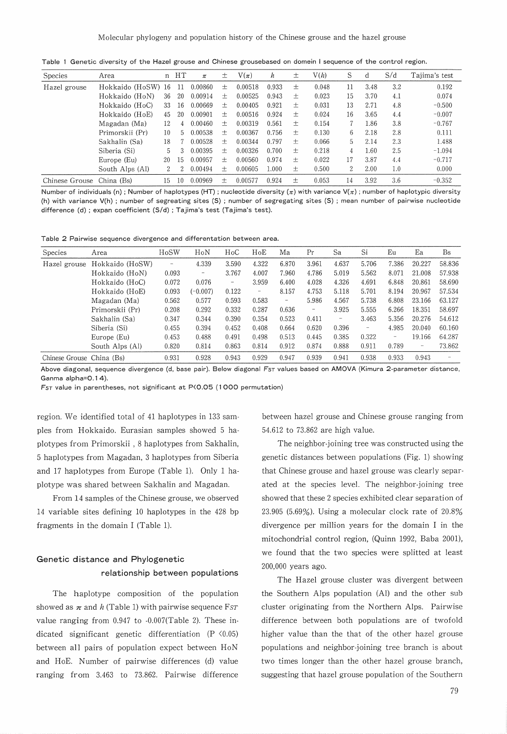Table 1 Genetic diversity of the Hazel grouse and Chinese grousebased on domein I sequence of the control region.

| Species | Area | n | HT | $\pi$ | ± | V($\pi$) | $h$ | ± | V($h$) | S | d | S/d | Tajima's test |
|---|---|---|---|---|---|---|---|---|---|---|---|---|---|
| Hazel grouse | Hokkaido (HoSW) | 16 | 11 | 0.00860 | ± | 0.00518 | 0.933 | ± | 0.048 | 11 | 3.48 | 3.2 | 0.192 |
| | Hokkaido (HoN) | 36 | 20 | 0.00914 | ± | 0.00525 | 0.943 | ± | 0.023 | 15 | 3.70 | 4.1 | 0.074 |
| | Hokkaido (HoC) | 33 | 16 | 0.00669 | ± | 0.00405 | 0.921 | ± | 0.031 | 13 | 2.71 | 4.8 | −0.500 |
| | Hokkaido (HoE) | 45 | 20 | 0.00901 | ± | 0.00516 | 0.924 | ± | 0.024 | 16 | 3.65 | 4.4 | −0.007 |
| | Magadan (Ma) | 12 | 4 | 0.00460 | ± | 0.00319 | 0.561 | ± | 0.154 | 7 | 1.86 | 3.8 | −0.767 |
| | Primorskii (Pr) | 10 | 5 | 0.00538 | ± | 0.00367 | 0.756 | ± | 0.130 | 6 | 2.18 | 2.8 | 0.111 |
| | Sakhalin (Sa) | 18 | 7 | 0.00528 | ± | 0.00344 | 0.797 | ± | 0.066 | 5 | 2.14 | 2.3 | 1.488 |
| | Siberia (Si) | 5 | 3 | 0.00395 | ± | 0.00326 | 0.700 | ± | 0.218 | 4 | 1.60 | 2.5 | −1.094 |
| | Europe (Eu) | 20 | 15 | 0.00957 | ± | 0.00560 | 0.974 | ± | 0.022 | 17 | 3.87 | 4.4 | −0.717 |
| | South Alps (Al) | 2 | 2 | 0.00494 | ± | 0.00605 | 1.000 | ± | 0.500 | 2 | 2.00 | 1.0 | 0.000 |
| Chinese Grouse | China (Bs) | 15 | 10 | 0.00969 | ± | 0.00577 | 0.924 | ± | 0.053 | 14 | 3.92 | 3.6 | −0.352 |

Number of individuals (n) ; Number of haplotypes (HT) ; nucleotide diversity ($\pi$) with variance V($\pi$) ; number of haplotypic diversity (h) with variance V(h) ; number of segreating sites (S) ; number of segregating sites (S) ; mean number of pairwise nucleotide difference (d) ; expan coefficient (S/d) ; Tajima's test (Tajima's test).

Table 2 Pairwise sequence divergence and differentation between area.

| Species | Area | HoSW | HoN | HoC | HoE | Ma | Pr | Sa | Si | Eu | Ea | Bs |
|---|---|---|---|---|---|---|---|---|---|---|---|---|
| Hazel grouse | Hokkaido (HoSW) | - | 4.339 | 3.590 | 4.322 | 6.870 | 3.961 | 4.637 | 5.706 | 7.386 | 20.227 | 58.836 |
| | Hokkaido (HoN) | 0.093 | - | 3.767 | 4.007 | 7.960 | 4.786 | 5.019 | 5.562 | 8.071 | 21.008 | 57.938 |
| | Hokkaido (HoC) | 0.072 | 0.076 | - | 3.959 | 6.400 | 4.028 | 4.326 | 4.691 | 6.848 | 20.861 | 58.690 |
| | Hokkaido (HoE) | 0.093 | (−0.007) | 0.122 | - | 8.157 | 4.753 | 5.118 | 5.701 | 8.194 | 20.967 | 57.534 |
| | Magadan (Ma) | 0.562 | 0.577 | 0.593 | 0.583 | - | 5.986 | 4.567 | 5.738 | 6.808 | 23.166 | 63.127 |
| | Primorskii (Pr) | 0.208 | 0.292 | 0.332 | 0.287 | 0.636 | - | 3.925 | 5.555 | 6.266 | 18.351 | 58.697 |
| | Sakhalin (Sa) | 0.347 | 0.344 | 0.390 | 0.354 | 0.523 | 0.411 | - | 3.463 | 5.356 | 20.276 | 54.612 |
| | Siberia (Si) | 0.455 | 0.394 | 0.452 | 0.408 | 0.664 | 0.620 | 0.396 | - | 4.985 | 20.040 | 60.160 |
| | Europe (Eu) | 0.453 | 0.488 | 0.491 | 0.498 | 0.513 | 0.445 | 0.385 | 0.322 | - | 19.166 | 64.287 |
| | South Alps (Al) | 0.820 | 0.814 | 0.863 | 0.814 | 0.912 | 0.874 | 0.888 | 0.911 | 0.789 | - | 73.862 |
| Chinese Grouse | China (Bs) | 0.931 | 0.928 | 0.943 | 0.929 | 0.947 | 0.939 | 0.941 | 0.938 | 0.933 | 0.943 | - |

Above diagonal, sequence divergence (d, base pair). Below diagonal $F_{ST}$ values based on AMOVA (Kimura 2-parameter distance, Ganma alpha=0.14).
$F_{ST}$ value in parentheses, not significant at P<0.05 (1000 permutation)

region. We identified total of 41 haplotypes in 133 samples from Hokkaido. Eurasian samples showed 5 haplotypes from Primorskii , 8 haplotypes from Sakhalin, 5 haplotypes from Magadan, 3 haplotypes from Siberia and 17 haplotypes from Europe (Table 1). Only 1 haplotype was shared between Sakhalin and Magadan.

From 14 samples of the Chinese grouse, we observed 14 variable sites defining 10 haplotypes in the 428 bp fragments in the domain I (Table 1).

## Genetic distance and Phylogenetic relationship between populations

The haplotype composition of the population showed as $\pi$ and $h$ (Table 1) with pairwise sequence $F_{ST}$ value ranging from 0.947 to -0.007(Table 2). These indicated significant genetic differentiation (P <0.05) between all pairs of population expect between HoN and HoE. Number of pairwise differences (d) value ranging from 3.463 to 73.862. Pairwise difference between hazel grouse and Chinese grouse ranging from 54.612 to 73.862 are high value.

The neighbor-joining tree was constructed using the genetic distances between populations (Fig. 1) showing that Chinese grouse and hazel grouse was clearly separated at the species level. The neighbor-joining tree showed that these 2 species exhibited clear separation of 23.905 (5.69%). Using a molecular clock rate of 20.8% divergence per million years for the domain I in the mitochondrial control region, (Quinn 1992, Baba 2001), we found that the two species were splitted at least 200,000 years ago.

The Hazel grouse cluster was divergent between the Southern Alps population (Al) and the other sub cluster originating from the Northern Alps. Pairwise difference between both populations are of twofold higher value than the that of the other hazel grouse populations and neighbor-joining tree branch is about two times longer than the other hazel grouse branch, suggesting that hazel grouse population of the Southern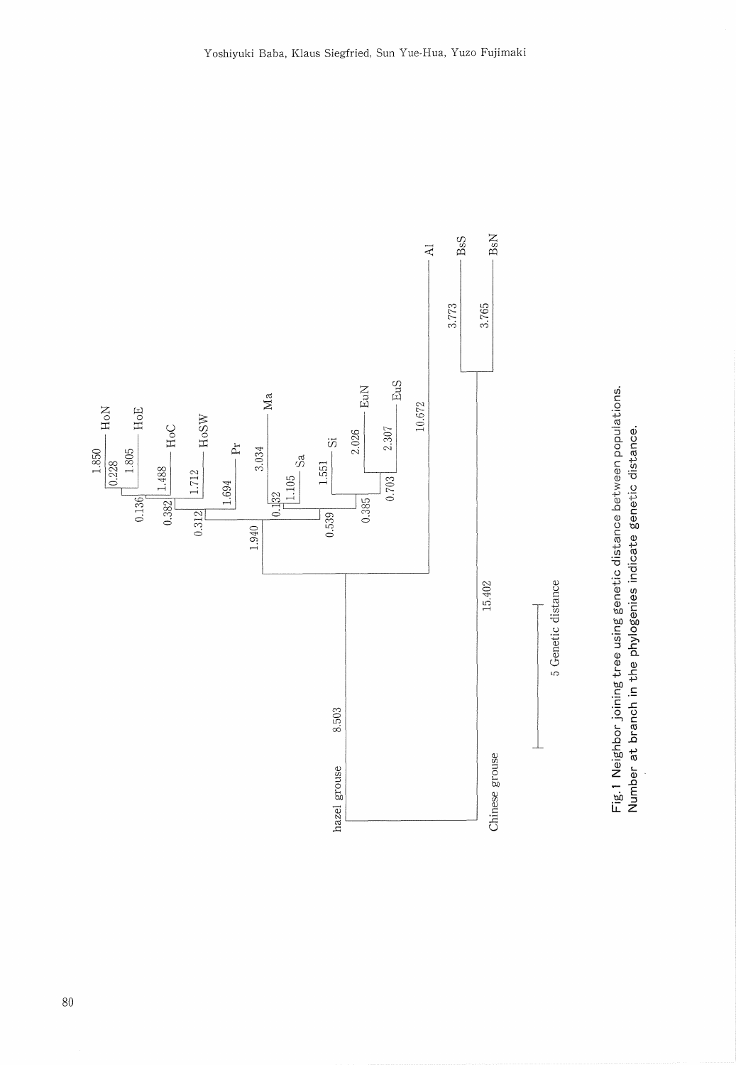Fig.1 Neighbor joining tree using genetic distance between populations. Number at branch in the phylogenies indicate genetic distance.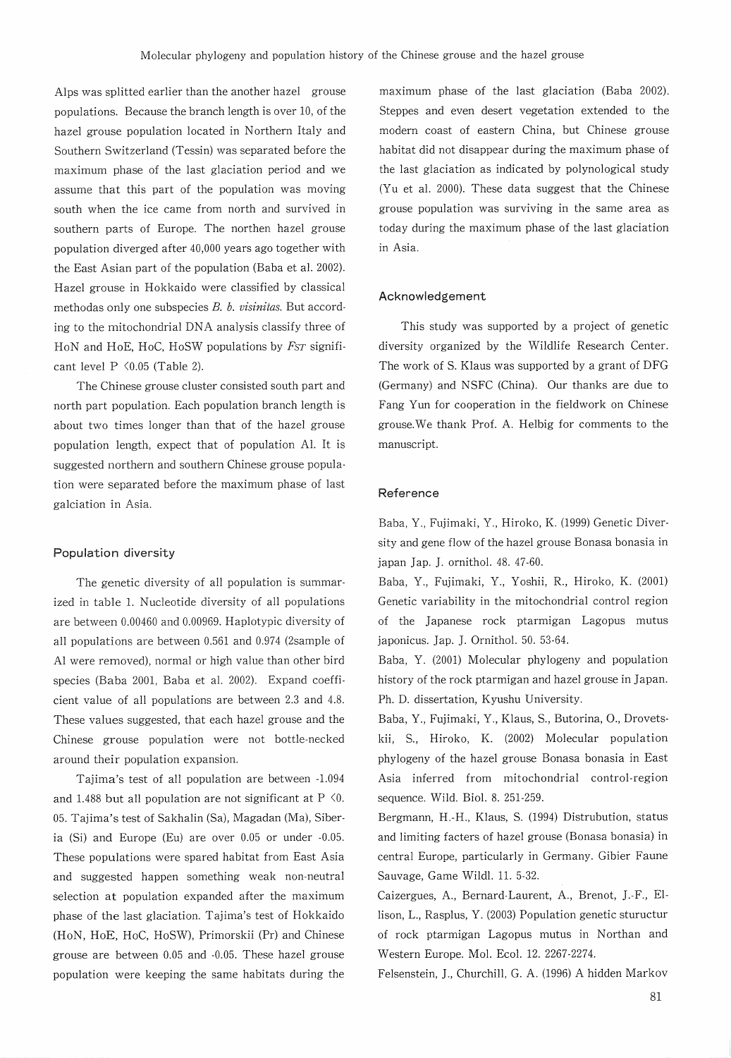Alps was splitted earlier than the another hazel grouse populations. Because the branch length is over 10, of the hazel grouse population located in Northern Italy and Southern Switzerland (Tessin) was separated before the maximum phase of the last glaciation period and we assume that this part of the population was moving south when the ice came from north and survived in southern parts of Europe. The northen hazel grouse population diverged after 40,000 years ago together with the East Asian part of the population (Baba et al. 2002). Hazel grouse in Hokkaido were classified by classical methodas only one subspecies *B. b. visinitas*. But according to the mitochondrial DNA analysis classify three of HoN and HoE, HoC, HoSW populations by $F_{ST}$ significant level $P < 0.05$ (Table 2).

The Chinese grouse cluster consisted south part and north part population. Each population branch length is about two times longer than that of the hazel grouse population length, expect that of population Al. It is suggested northern and southern Chinese grouse population were separated before the maximum phase of last galciation in Asia.

### Population diversity

The genetic diversity of all population is summarized in table 1. Nucleotide diversity of all populations are between 0.00460 and 0.00969. Haplotypic diversity of all populations are between 0.561 and 0.974 (2sample of Al were removed), normal or high value than other bird species (Baba 2001, Baba et al. 2002). Expand coefficient value of all populations are between 2.3 and 4.8. These values suggested, that each hazel grouse and the Chinese grouse population were not bottle-necked around their population expansion.

Tajima's test of all population are between -1.094 and 1.488 but all population are not significant at $P < 0.05$. Tajima's test of Sakhalin (Sa), Magadan (Ma), Siberia (Si) and Europe (Eu) are over 0.05 or under -0.05. These populations were spared habitat from East Asia and suggested happen something weak non-neutral selection at population expanded after the maximum phase of the last glaciation. Tajima's test of Hokkaido (HoN, HoE, HoC, HoSW), Primorskii (Pr) and Chinese grouse are between 0.05 and -0.05. These hazel grouse population were keeping the same habitats during the maximum phase of the last glaciation (Baba 2002). Steppes and even desert vegetation extended to the modern coast of eastern China, but Chinese grouse habitat did not disappear during the maximum phase of the last glaciation as indicated by polynological study (Yu et al. 2000). These data suggest that the Chinese grouse population was surviving in the same area as today during the maximum phase of the last glaciation in Asia.

## Acknowledgement

This study was supported by a project of genetic diversity organized by the Wildlife Research Center. The work of S. Klaus was supported by a grant of DFG (Germany) and NSFC (China). Our thanks are due to Fang Yun for cooperation in the fieldwork on Chinese grouse.We thank Prof. A. Helbig for comments to the manuscript.

## Reference

Baba, Y., Fujimaki, Y., Hiroko, K. (1999) Genetic Diversity and gene flow of the hazel grouse Bonasa bonasia in japan Jap. J. ornithol. 48. 47-60.

Baba, Y., Fujimaki, Y., Yoshii, R., Hiroko, K. (2001) Genetic variability in the mitochondrial control region of the Japanese rock ptarmigan Lagopus mutus japonicus. Jap. J. Ornithol. 50. 53-64.

Baba, Y. (2001) Molecular phylogeny and population history of the rock ptarmigan and hazel grouse in Japan. Ph. D. dissertation, Kyushu University.

Baba, Y., Fujimaki, Y., Klaus, S., Butorina, O., Drovetskii, S., Hiroko, K. (2002) Molecular population phylogeny of the hazel grouse Bonasa bonasia in East Asia inferred from mitochondrial control-region sequence. Wild. Biol. 8. 251-259.

Bergmann, H.-H., Klaus, S. (1994) Distrubution, status and limiting facters of hazel grouse (Bonasa bonasia) in central Europe, particularly in Germany. Gibier Faune Sauvage, Game Wildl. 11. 5-32.

Caizergues, A., Bernard-Laurent, A., Brenot, J.-F., Ellison, L., Rasplus, Y. (2003) Population genetic stuructur of rock ptarmigan Lagopus mutus in Northan and Western Europe. Mol. Ecol. 12. 2267-2274.

Felsenstein, J., Churchill, G. A. (1996) A hidden Markov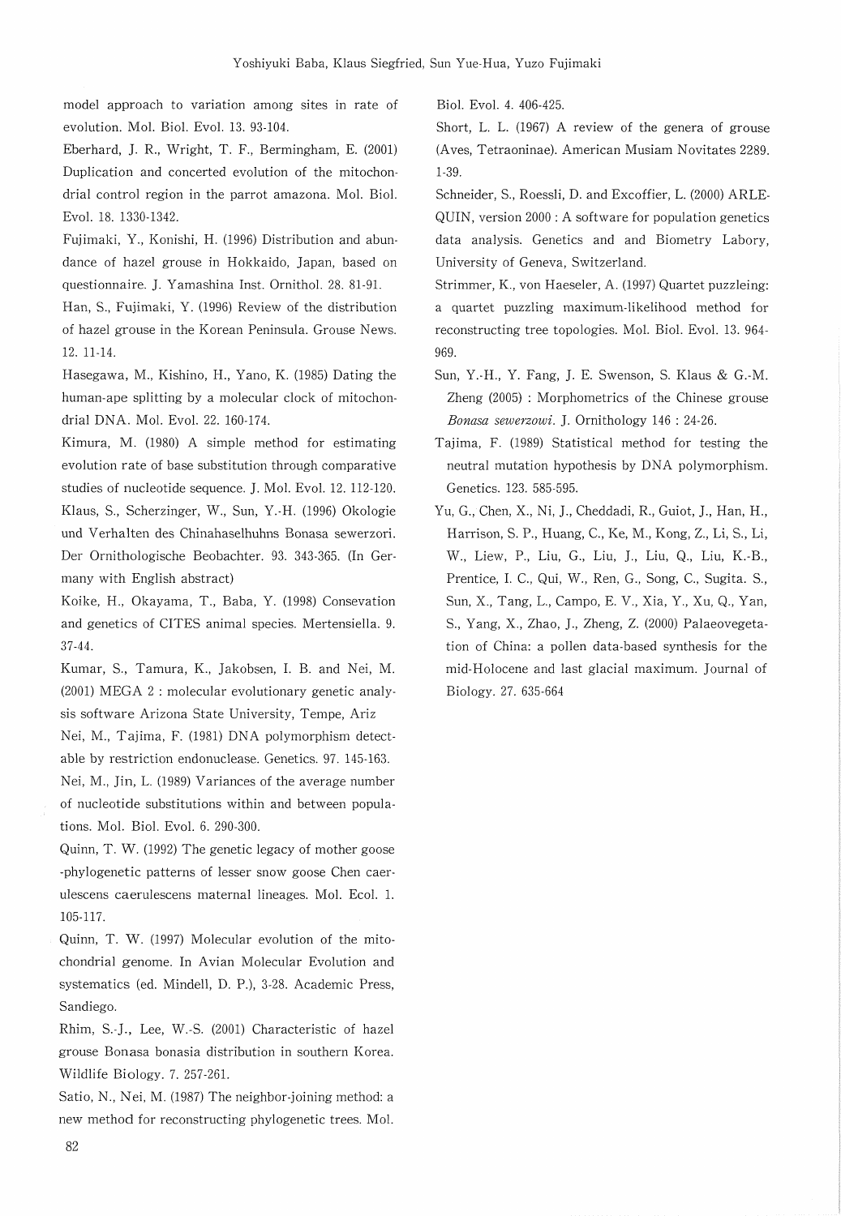model approach to variation among sites in rate of evolution. Mol. Biol. Evol. 13. 93-104.

Eberhard, J. R., Wright, T. F., Bermingham, E. (2001) Duplication and concerted evolution of the mitochondrial control region in the parrot amazona. Mol. Biol. Evol. 18. 1330-1342.

Fujimaki, Y., Konishi, H. (1996) Distribution and abundance of hazel grouse in Hokkaido, Japan, based on questionnaire. J. Yamashina Inst. Ornithol. 28. 81-91.

Han, S., Fujimaki, Y. (1996) Review of the distribution of hazel grouse in the Korean Peninsula. Grouse News. 12. 11-14.

Hasegawa, M., Kishino, H., Yano, K. (1985) Dating the human-ape splitting by a molecular clock of mitochondrial DNA. Mol. Evol. 22. 160-174.

Kimura, M. (1980) A simple method for estimating evolution rate of base substitution through comparative studies of nucleotide sequence. J. Mol. Evol. 12. 112-120.

Klaus, S., Scherzinger, W., Sun, Y.-H. (1996) Okologie und Verhalten des Chinahaselhuhns Bonasa sewerzori. Der Ornithologische Beobachter. 93. 343-365. (In Germany with English abstract)

Koike, H., Okayama, T., Baba, Y. (1998) Consevation and genetics of CITES animal species. Mertensiella. 9. 37-44.

Kumar, S., Tamura, K., Jakobsen, I. B. and Nei, M. (2001) MEGA 2 : molecular evolutionary genetic analysis software Arizona State University, Tempe, Ariz

Nei, M., Tajima, F. (1981) DNA polymorphism detectable by restriction endonuclease. Genetics. 97. 145-163.

Nei, M., Jin, L. (1989) Variances of the average number of nucleotide substitutions within and between populations. Mol. Biol. Evol. 6. 290-300.

Quinn, T. W. (1992) The genetic legacy of mother goose -phylogenetic patterns of lesser snow goose Chen caerulescens caerulescens maternal lineages. Mol. Ecol. 1. 105-117.

Quinn, T. W. (1997) Molecular evolution of the mitochondrial genome. In Avian Molecular Evolution and systematics (ed. Mindell, D. P.), 3-28. Academic Press, Sandiego.

Rhim, S.-J., Lee, W.-S. (2001) Characteristic of hazel grouse Bonasa bonasia distribution in southern Korea. Wildlife Biology. 7. 257-261.

Satio, N., Nei, M. (1987) The neighbor-joining method: a new method for reconstructing phylogenetic trees. Mol. Biol. Evol. 4. 406-425.

Short, L. L. (1967) A review of the genera of grouse (Aves, Tetraoninae). American Musiam Novitates 2289. 1-39.

Schneider, S., Roessli, D. and Excoffier, L. (2000) ARLEQUIN, version 2000 : A software for population genetics data analysis. Genetics and and Biometry Labory, University of Geneva, Switzerland.

Strimmer, K., von Haeseler, A. (1997) Quartet puzzleing: a quartet puzzling maximum-likelihood method for reconstructing tree topologies. Mol. Biol. Evol. 13. 964-969.

Sun, Y.-H., Y. Fang, J. E. Swenson, S. Klaus & G.-M. Zheng (2005) : Morphometrics of the Chinese grouse *Bonasa sewerzowi*. J. Ornithology 146 : 24-26.

Tajima, F. (1989) Statistical method for testing the neutral mutation hypothesis by DNA polymorphism. Genetics. 123. 585-595.

Yu, G., Chen, X., Ni, J., Cheddadi, R., Guiot, J., Han, H., Harrison, S. P., Huang, C., Ke, M., Kong, Z., Li, S., Li, W., Liew, P., Liu, G., Liu, J., Liu, Q., Liu, K.-B., Prentice, I. C., Qui, W., Ren, G., Song, C., Sugita. S., Sun, X., Tang, L., Campo, E. V., Xia, Y., Xu, Q., Yan, S., Yang, X., Zhao, J., Zheng, Z. (2000) Palaeovegetation of China: a pollen data-based synthesis for the mid-Holocene and last glacial maximum. Journal of Biology. 27. 635-664